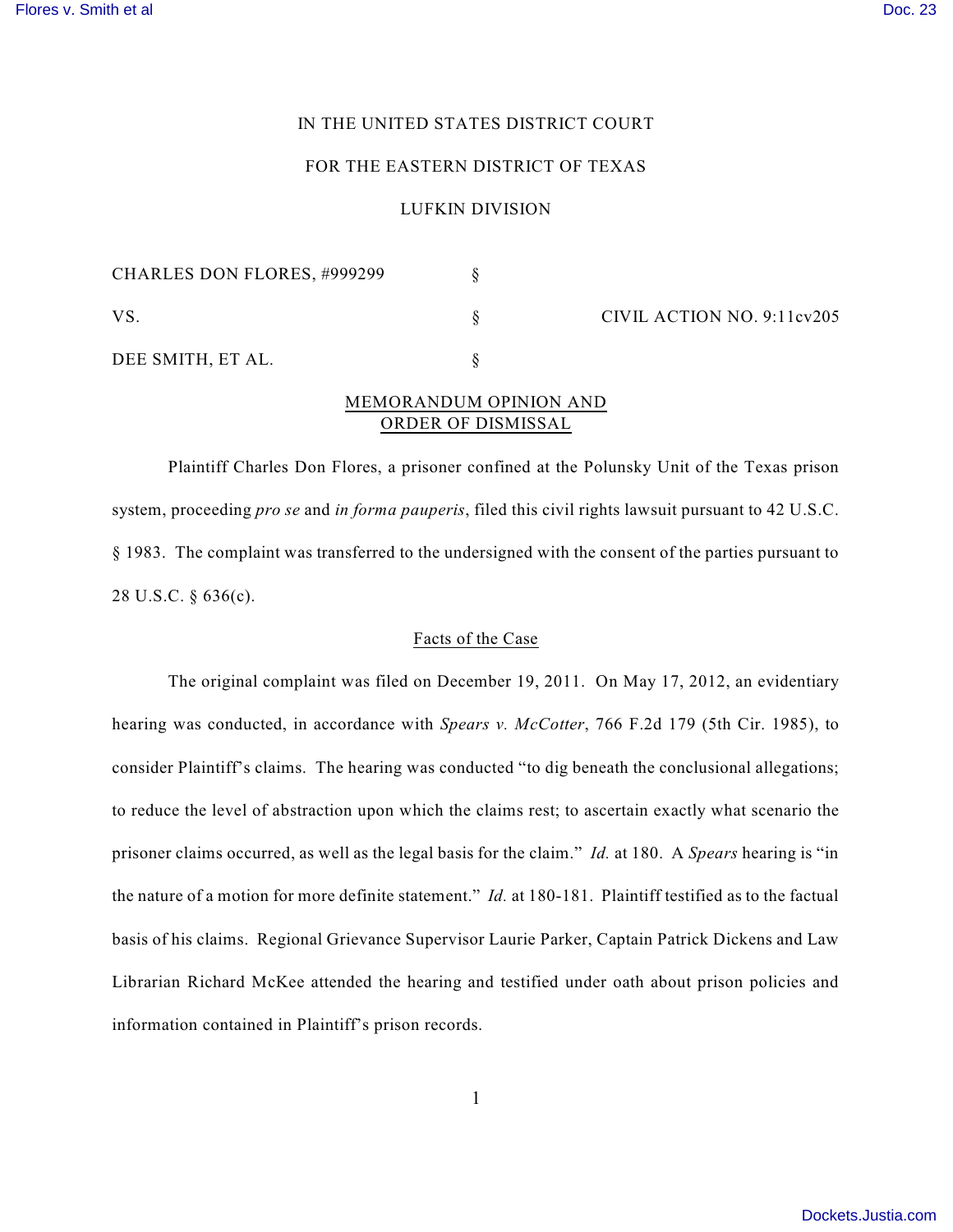IN THE UNITED STATES DISTRICT COURT

FOR THE EASTERN DISTRICT OF TEXAS

LUFKIN DIVISION

| | | |
|---|---|---|
| CHARLES DON FLORES, #999299 | § | |
| VS. | § | CIVIL ACTION NO. 9:11cv205 |
| DEE SMITH, ET AL. | § | |

## MEMORANDUM OPINION AND ORDER OF DISMISSAL

Plaintiff Charles Don Flores, a prisoner confined at the Polunsky Unit of the Texas prison system, proceeding *pro se* and *in forma pauperis*, filed this civil rights lawsuit pursuant to 42 U.S.C. § 1983. The complaint was transferred to the undersigned with the consent of the parties pursuant to 28 U.S.C. § 636(c).

### Facts of the Case

The original complaint was filed on December 19, 2011. On May 17, 2012, an evidentiary hearing was conducted, in accordance with *Spears v. McCotter*, 766 F.2d 179 (5th Cir. 1985), to consider Plaintiff's claims. The hearing was conducted "to dig beneath the conclusional allegations; to reduce the level of abstraction upon which the claims rest; to ascertain exactly what scenario the prisoner claims occurred, as well as the legal basis for the claim." *Id.* at 180. A *Spears* hearing is "in the nature of a motion for more definite statement." *Id.* at 180-181. Plaintiff testified as to the factual basis of his claims. Regional Grievance Supervisor Laurie Parker, Captain Patrick Dickens and Law Librarian Richard McKee attended the hearing and testified under oath about prison policies and information contained in Plaintiff's prison records.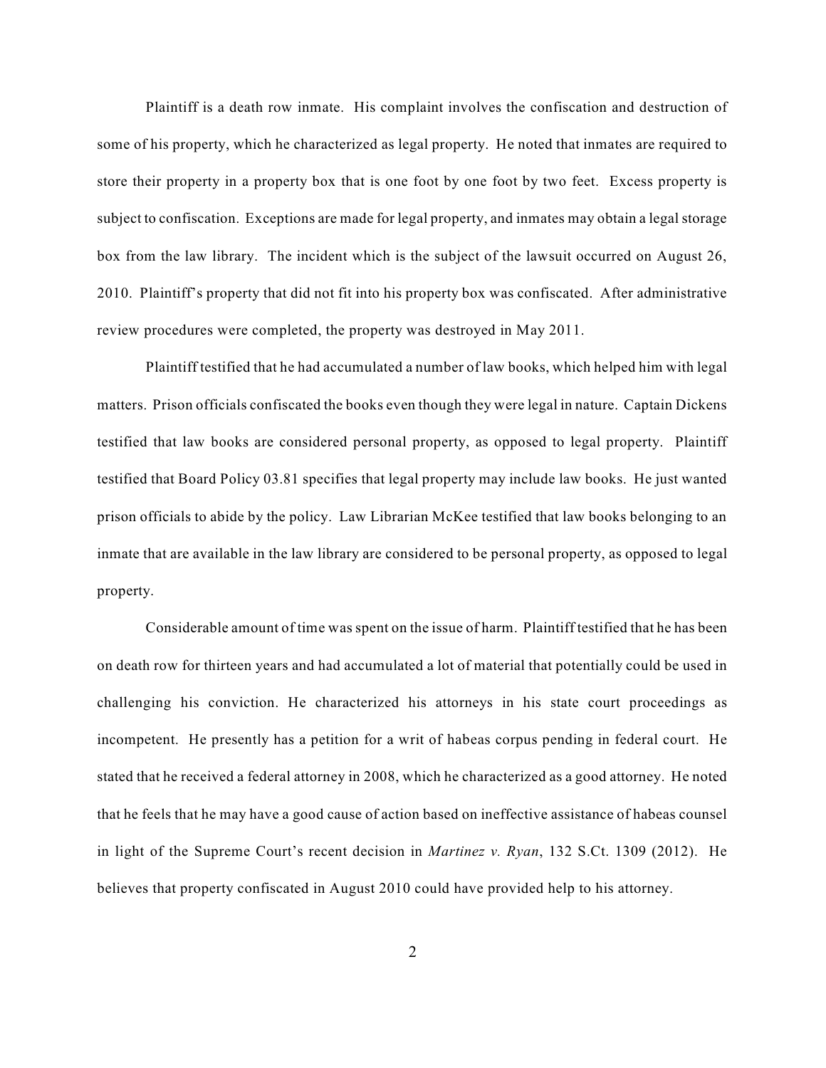Plaintiff is a death row inmate. His complaint involves the confiscation and destruction of some of his property, which he characterized as legal property. He noted that inmates are required to store their property in a property box that is one foot by one foot by two feet. Excess property is subject to confiscation. Exceptions are made for legal property, and inmates may obtain a legal storage box from the law library. The incident which is the subject of the lawsuit occurred on August 26, 2010. Plaintiff's property that did not fit into his property box was confiscated. After administrative review procedures were completed, the property was destroyed in May 2011.

Plaintiff testified that he had accumulated a number of law books, which helped him with legal matters. Prison officials confiscated the books even though they were legal in nature. Captain Dickens testified that law books are considered personal property, as opposed to legal property. Plaintiff testified that Board Policy 03.81 specifies that legal property may include law books. He just wanted prison officials to abide by the policy. Law Librarian McKee testified that law books belonging to an inmate that are available in the law library are considered to be personal property, as opposed to legal property.

Considerable amount of time was spent on the issue of harm. Plaintiff testified that he has been on death row for thirteen years and had accumulated a lot of material that potentially could be used in challenging his conviction. He characterized his attorneys in his state court proceedings as incompetent. He presently has a petition for a writ of habeas corpus pending in federal court. He stated that he received a federal attorney in 2008, which he characterized as a good attorney. He noted that he feels that he may have a good cause of action based on ineffective assistance of habeas counsel in light of the Supreme Court's recent decision in *Martinez v. Ryan*, 132 S.Ct. 1309 (2012). He believes that property confiscated in August 2010 could have provided help to his attorney.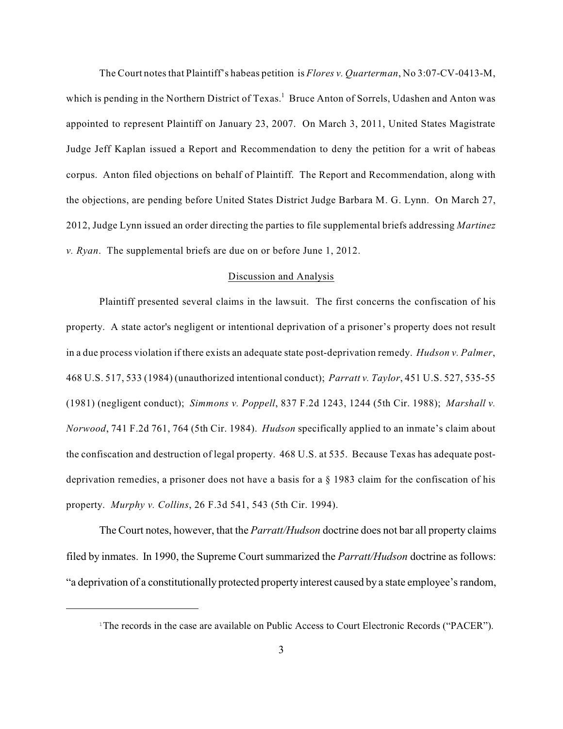The Court notes that Plaintiff's habeas petition is *Flores v. Quarterman*, No 3:07-CV-0413-M, which is pending in the Northern District of Texas.[1] Bruce Anton of Sorrels, Udashen and Anton was appointed to represent Plaintiff on January 23, 2007. On March 3, 2011, United States Magistrate Judge Jeff Kaplan issued a Report and Recommendation to deny the petition for a writ of habeas corpus. Anton filed objections on behalf of Plaintiff. The Report and Recommendation, along with the objections, are pending before United States District Judge Barbara M. G. Lynn. On March 27, 2012, Judge Lynn issued an order directing the parties to file supplemental briefs addressing *Martinez v. Ryan*. The supplemental briefs are due on or before June 1, 2012.

## Discussion and Analysis

Plaintiff presented several claims in the lawsuit. The first concerns the confiscation of his property. A state actor's negligent or intentional deprivation of a prisoner's property does not result in a due process violation if there exists an adequate state post-deprivation remedy. *Hudson v. Palmer*, 468 U.S. 517, 533 (1984) (unauthorized intentional conduct); *Parratt v. Taylor*, 451 U.S. 527, 535-55 (1981) (negligent conduct); *Simmons v. Poppell*, 837 F.2d 1243, 1244 (5th Cir. 1988); *Marshall v. Norwood*, 741 F.2d 761, 764 (5th Cir. 1984). *Hudson* specifically applied to an inmate's claim about the confiscation and destruction of legal property. 468 U.S. at 535. Because Texas has adequate post-deprivation remedies, a prisoner does not have a basis for a § 1983 claim for the confiscation of his property. *Murphy v. Collins*, 26 F.3d 541, 543 (5th Cir. 1994).

The Court notes, however, that the *Parratt/Hudson* doctrine does not bar all property claims filed by inmates. In 1990, the Supreme Court summarized the *Parratt/Hudson* doctrine as follows: "a deprivation of a constitutionally protected property interest caused by a state employee's random,

---

[1] The records in the case are available on Public Access to Court Electronic Records ("PACER").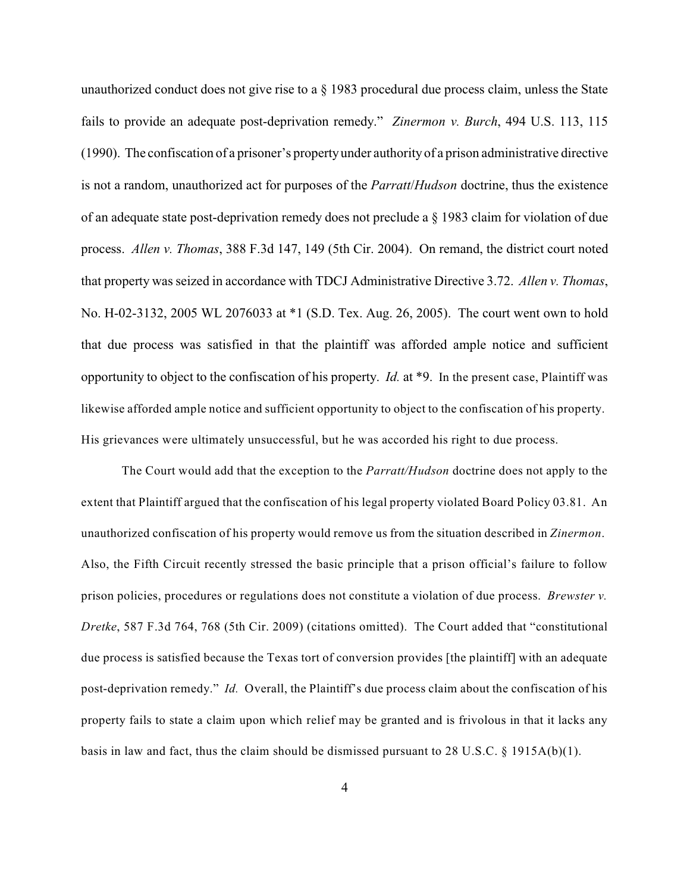unauthorized conduct does not give rise to a § 1983 procedural due process claim, unless the State fails to provide an adequate post-deprivation remedy." *Zinermon v. Burch*, 494 U.S. 113, 115 (1990). The confiscation of a prisoner's property under authority of a prison administrative directive is not a random, unauthorized act for purposes of the *Parratt*/*Hudson* doctrine, thus the existence of an adequate state post-deprivation remedy does not preclude a § 1983 claim for violation of due process. *Allen v. Thomas*, 388 F.3d 147, 149 (5th Cir. 2004). On remand, the district court noted that property was seized in accordance with TDCJ Administrative Directive 3.72. *Allen v. Thomas*, No. H-02-3132, 2005 WL 2076033 at *1 (S.D. Tex. Aug. 26, 2005). The court went own to hold that due process was satisfied in that the plaintiff was afforded ample notice and sufficient opportunity to object to the confiscation of his property. *Id.* at *9. In the present case, Plaintiff was likewise afforded ample notice and sufficient opportunity to object to the confiscation of his property. His grievances were ultimately unsuccessful, but he was accorded his right to due process.

The Court would add that the exception to the *Parratt/Hudson* doctrine does not apply to the extent that Plaintiff argued that the confiscation of his legal property violated Board Policy 03.81. An unauthorized confiscation of his property would remove us from the situation described in *Zinermon*. Also, the Fifth Circuit recently stressed the basic principle that a prison official's failure to follow prison policies, procedures or regulations does not constitute a violation of due process. *Brewster v. Dretke*, 587 F.3d 764, 768 (5th Cir. 2009) (citations omitted). The Court added that "constitutional due process is satisfied because the Texas tort of conversion provides [the plaintiff] with an adequate post-deprivation remedy." *Id.* Overall, the Plaintiff's due process claim about the confiscation of his property fails to state a claim upon which relief may be granted and is frivolous in that it lacks any basis in law and fact, thus the claim should be dismissed pursuant to 28 U.S.C. § 1915A(b)(1).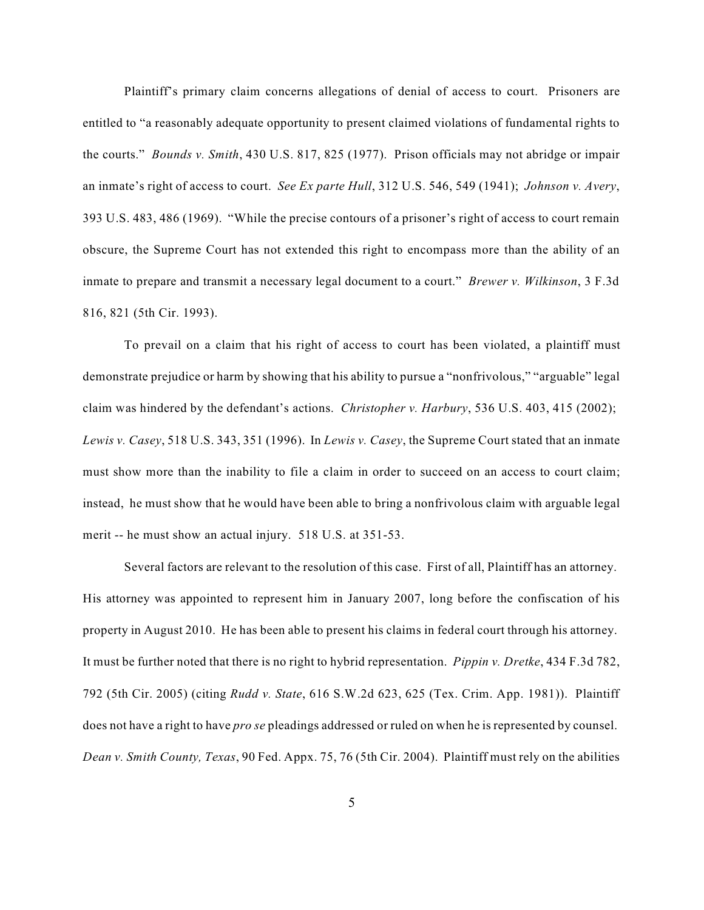Plaintiff's primary claim concerns allegations of denial of access to court. Prisoners are entitled to "a reasonably adequate opportunity to present claimed violations of fundamental rights to the courts." *Bounds v. Smith*, 430 U.S. 817, 825 (1977). Prison officials may not abridge or impair an inmate's right of access to court. *See Ex parte Hull*, 312 U.S. 546, 549 (1941); *Johnson v. Avery*, 393 U.S. 483, 486 (1969). "While the precise contours of a prisoner's right of access to court remain obscure, the Supreme Court has not extended this right to encompass more than the ability of an inmate to prepare and transmit a necessary legal document to a court." *Brewer v. Wilkinson*, 3 F.3d 816, 821 (5th Cir. 1993).

To prevail on a claim that his right of access to court has been violated, a plaintiff must demonstrate prejudice or harm by showing that his ability to pursue a "nonfrivolous," "arguable" legal claim was hindered by the defendant's actions. *Christopher v. Harbury*, 536 U.S. 403, 415 (2002); *Lewis v. Casey*, 518 U.S. 343, 351 (1996). In *Lewis v. Casey*, the Supreme Court stated that an inmate must show more than the inability to file a claim in order to succeed on an access to court claim; instead, he must show that he would have been able to bring a nonfrivolous claim with arguable legal merit -- he must show an actual injury. 518 U.S. at 351-53.

Several factors are relevant to the resolution of this case. First of all, Plaintiff has an attorney. His attorney was appointed to represent him in January 2007, long before the confiscation of his property in August 2010. He has been able to present his claims in federal court through his attorney. It must be further noted that there is no right to hybrid representation. *Pippin v. Dretke*, 434 F.3d 782, 792 (5th Cir. 2005) (citing *Rudd v. State*, 616 S.W.2d 623, 625 (Tex. Crim. App. 1981)). Plaintiff does not have a right to have *pro se* pleadings addressed or ruled on when he is represented by counsel. *Dean v. Smith County, Texas*, 90 Fed. Appx. 75, 76 (5th Cir. 2004). Plaintiff must rely on the abilities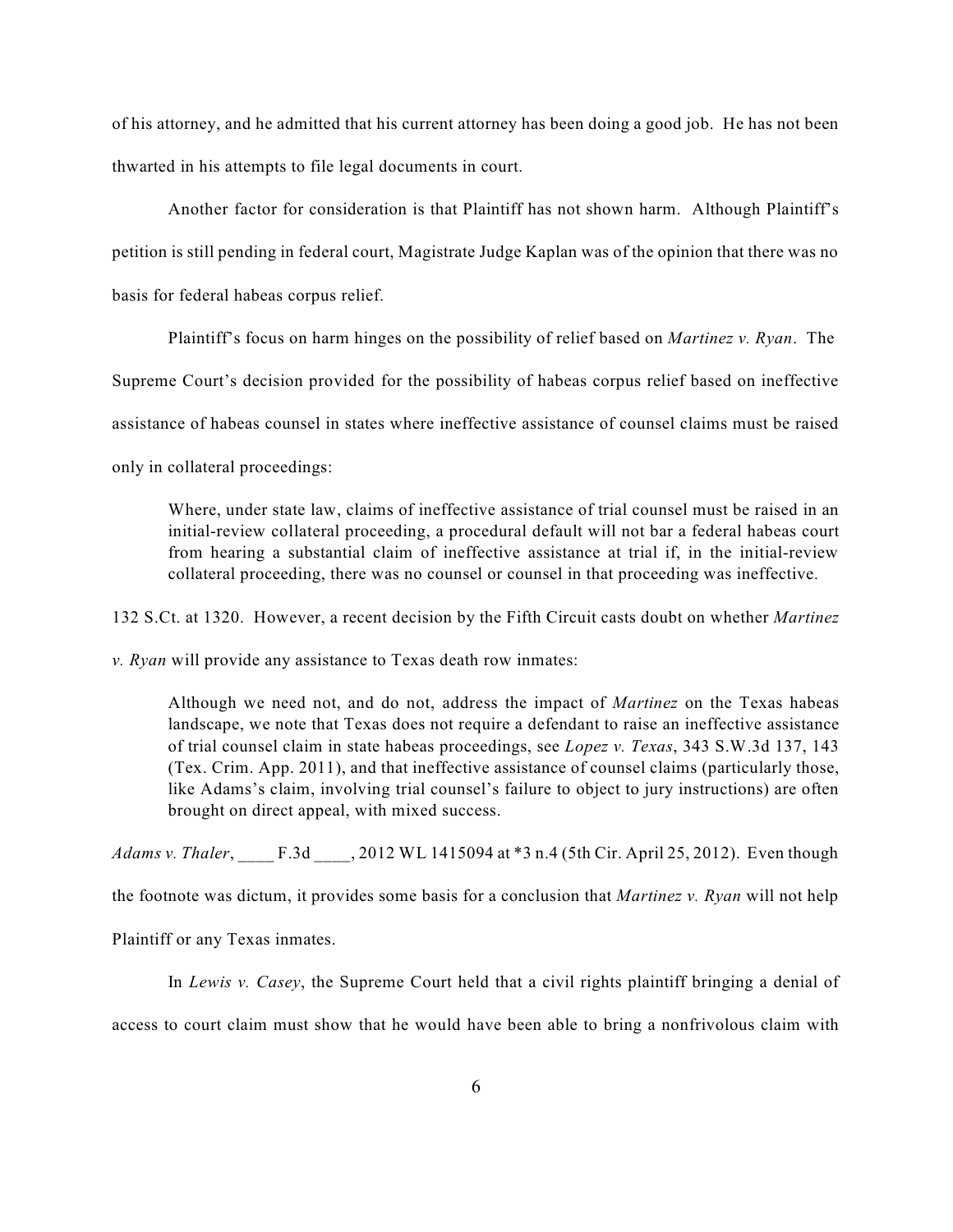of his attorney, and he admitted that his current attorney has been doing a good job. He has not been thwarted in his attempts to file legal documents in court.

Another factor for consideration is that Plaintiff has not shown harm. Although Plaintiff's petition is still pending in federal court, Magistrate Judge Kaplan was of the opinion that there was no basis for federal habeas corpus relief.

Plaintiff's focus on harm hinges on the possibility of relief based on *Martinez v. Ryan*. The Supreme Court's decision provided for the possibility of habeas corpus relief based on ineffective assistance of habeas counsel in states where ineffective assistance of counsel claims must be raised only in collateral proceedings:

> Where, under state law, claims of ineffective assistance of trial counsel must be raised in an initial-review collateral proceeding, a procedural default will not bar a federal habeas court from hearing a substantial claim of ineffective assistance at trial if, in the initial-review collateral proceeding, there was no counsel or counsel in that proceeding was ineffective.

132 S.Ct. at 1320. However, a recent decision by the Fifth Circuit casts doubt on whether *Martinez v. Ryan* will provide any assistance to Texas death row inmates:

> Although we need not, and do not, address the impact of *Martinez* on the Texas habeas landscape, we note that Texas does not require a defendant to raise an ineffective assistance of trial counsel claim in state habeas proceedings, see *Lopez v. Texas*, 343 S.W.3d 137, 143 (Tex. Crim. App. 2011), and that ineffective assistance of counsel claims (particularly those, like Adams's claim, involving trial counsel's failure to object to jury instructions) are often brought on direct appeal, with mixed success.

*Adams v. Thaler*, ____ F.3d ____, 2012 WL 1415094 at *3 n.4 (5th Cir. April 25, 2012). Even though the footnote was dictum, it provides some basis for a conclusion that *Martinez v. Ryan* will not help Plaintiff or any Texas inmates.

In *Lewis v. Casey*, the Supreme Court held that a civil rights plaintiff bringing a denial of access to court claim must show that he would have been able to bring a nonfrivolous claim with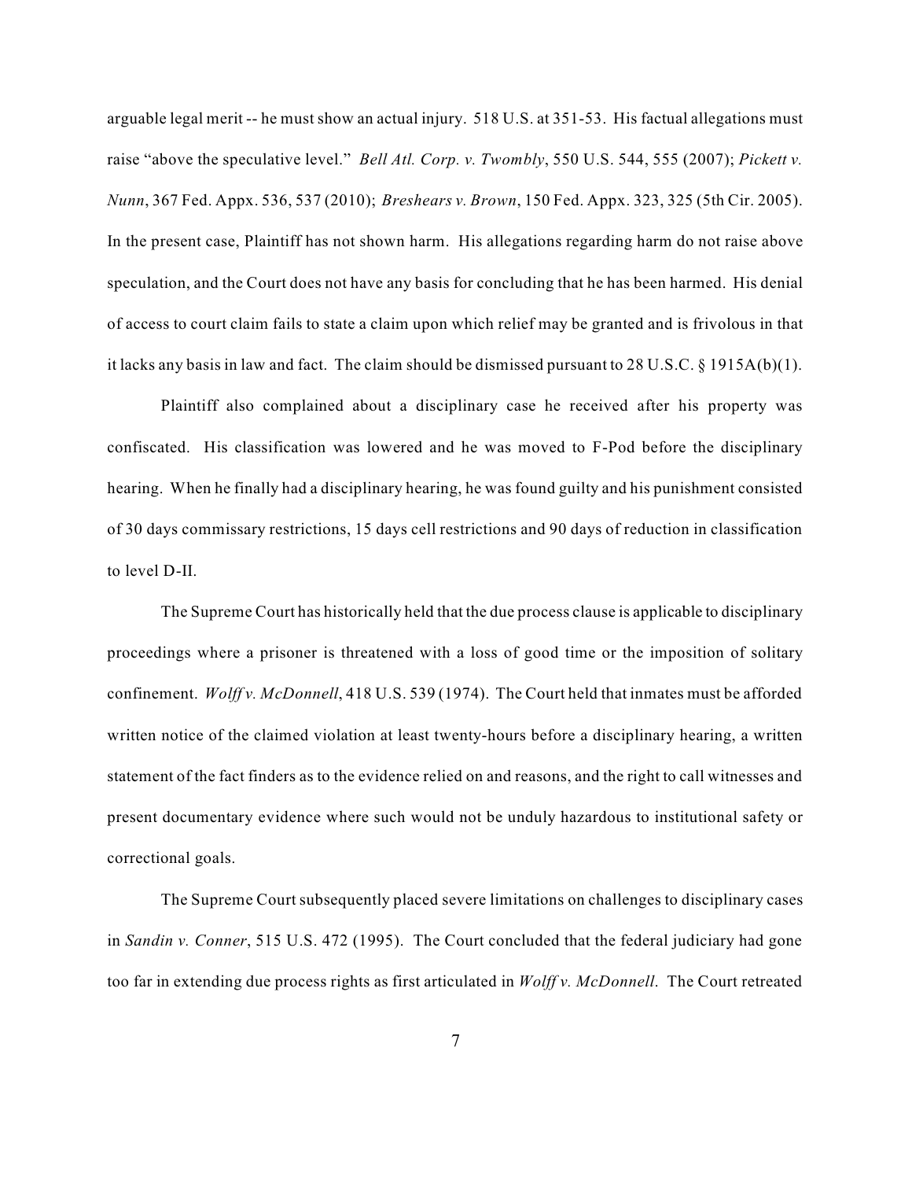arguable legal merit -- he must show an actual injury. 518 U.S. at 351-53. His factual allegations must raise "above the speculative level." *Bell Atl. Corp. v. Twombly*, 550 U.S. 544, 555 (2007); *Pickett v. Nunn*, 367 Fed. Appx. 536, 537 (2010); *Breshears v. Brown*, 150 Fed. Appx. 323, 325 (5th Cir. 2005). In the present case, Plaintiff has not shown harm. His allegations regarding harm do not raise above speculation, and the Court does not have any basis for concluding that he has been harmed. His denial of access to court claim fails to state a claim upon which relief may be granted and is frivolous in that it lacks any basis in law and fact. The claim should be dismissed pursuant to 28 U.S.C. § 1915A(b)(1).

Plaintiff also complained about a disciplinary case he received after his property was confiscated. His classification was lowered and he was moved to F-Pod before the disciplinary hearing. When he finally had a disciplinary hearing, he was found guilty and his punishment consisted of 30 days commissary restrictions, 15 days cell restrictions and 90 days of reduction in classification to level D-II.

The Supreme Court has historically held that the due process clause is applicable to disciplinary proceedings where a prisoner is threatened with a loss of good time or the imposition of solitary confinement. *Wolff v. McDonnell*, 418 U.S. 539 (1974). The Court held that inmates must be afforded written notice of the claimed violation at least twenty-hours before a disciplinary hearing, a written statement of the fact finders as to the evidence relied on and reasons, and the right to call witnesses and present documentary evidence where such would not be unduly hazardous to institutional safety or correctional goals.

The Supreme Court subsequently placed severe limitations on challenges to disciplinary cases in *Sandin v. Conner*, 515 U.S. 472 (1995). The Court concluded that the federal judiciary had gone too far in extending due process rights as first articulated in *Wolff v. McDonnell*. The Court retreated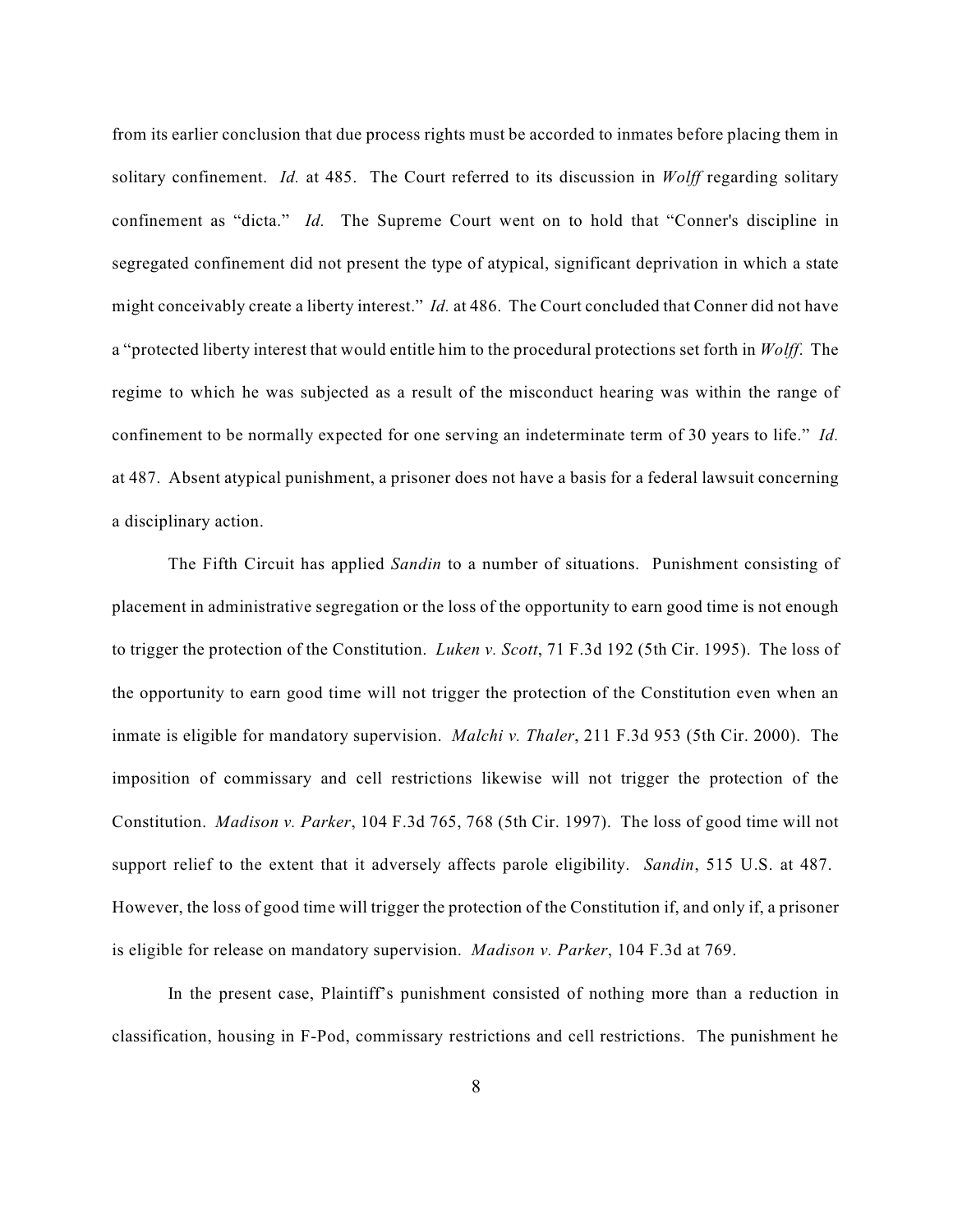from its earlier conclusion that due process rights must be accorded to inmates before placing them in solitary confinement. *Id.* at 485. The Court referred to its discussion in *Wolff* regarding solitary confinement as "dicta." *Id.* The Supreme Court went on to hold that "Conner's discipline in segregated confinement did not present the type of atypical, significant deprivation in which a state might conceivably create a liberty interest." *Id.* at 486. The Court concluded that Conner did not have a "protected liberty interest that would entitle him to the procedural protections set forth in *Wolff*. The regime to which he was subjected as a result of the misconduct hearing was within the range of confinement to be normally expected for one serving an indeterminate term of 30 years to life." *Id.* at 487. Absent atypical punishment, a prisoner does not have a basis for a federal lawsuit concerning a disciplinary action.

The Fifth Circuit has applied *Sandin* to a number of situations. Punishment consisting of placement in administrative segregation or the loss of the opportunity to earn good time is not enough to trigger the protection of the Constitution. *Luken v. Scott*, 71 F.3d 192 (5th Cir. 1995). The loss of the opportunity to earn good time will not trigger the protection of the Constitution even when an inmate is eligible for mandatory supervision. *Malchi v. Thaler*, 211 F.3d 953 (5th Cir. 2000). The imposition of commissary and cell restrictions likewise will not trigger the protection of the Constitution. *Madison v. Parker*, 104 F.3d 765, 768 (5th Cir. 1997). The loss of good time will not support relief to the extent that it adversely affects parole eligibility. *Sandin*, 515 U.S. at 487. However, the loss of good time will trigger the protection of the Constitution if, and only if, a prisoner is eligible for release on mandatory supervision. *Madison v. Parker*, 104 F.3d at 769.

In the present case, Plaintiff's punishment consisted of nothing more than a reduction in classification, housing in F-Pod, commissary restrictions and cell restrictions. The punishment he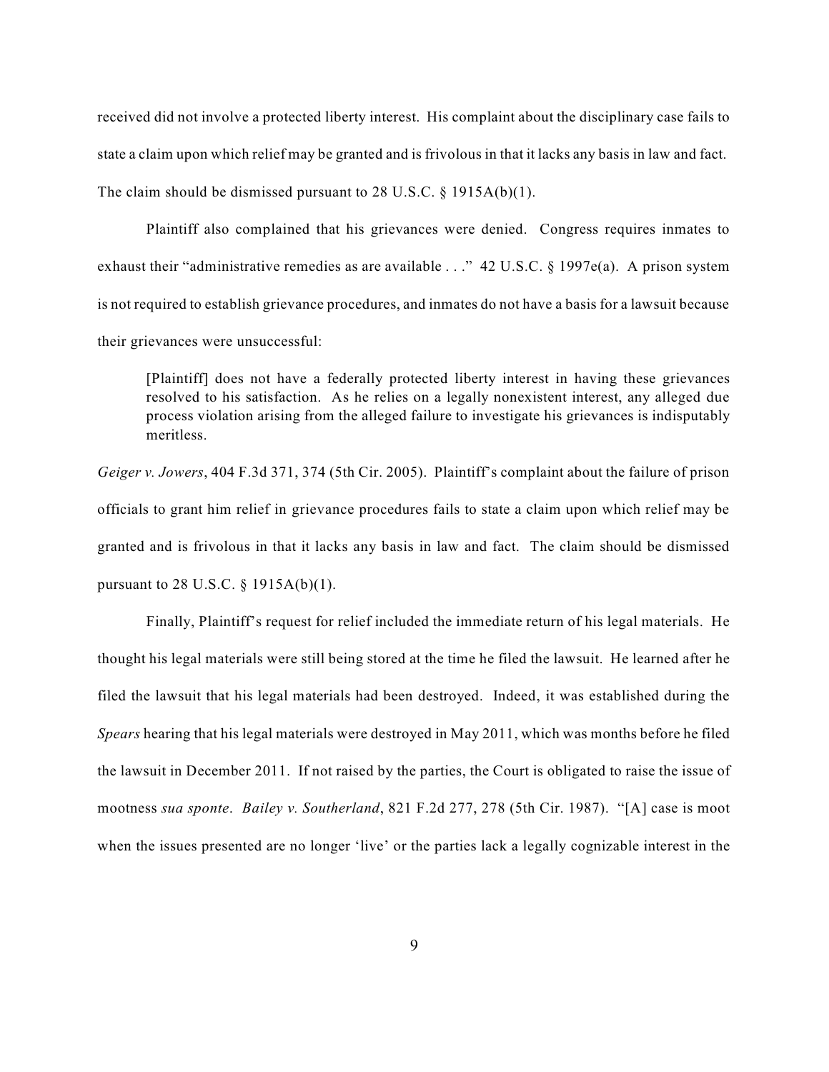received did not involve a protected liberty interest. His complaint about the disciplinary case fails to state a claim upon which relief may be granted and is frivolous in that it lacks any basis in law and fact. The claim should be dismissed pursuant to 28 U.S.C. § 1915A(b)(1).

Plaintiff also complained that his grievances were denied. Congress requires inmates to exhaust their "administrative remedies as are available . . ." 42 U.S.C. § 1997e(a). A prison system is not required to establish grievance procedures, and inmates do not have a basis for a lawsuit because their grievances were unsuccessful:

> [Plaintiff] does not have a federally protected liberty interest in having these grievances resolved to his satisfaction. As he relies on a legally nonexistent interest, any alleged due process violation arising from the alleged failure to investigate his grievances is indisputably meritless.

*Geiger v. Jowers*, 404 F.3d 371, 374 (5th Cir. 2005). Plaintiff's complaint about the failure of prison officials to grant him relief in grievance procedures fails to state a claim upon which relief may be granted and is frivolous in that it lacks any basis in law and fact. The claim should be dismissed pursuant to 28 U.S.C. § 1915A(b)(1).

Finally, Plaintiff's request for relief included the immediate return of his legal materials. He thought his legal materials were still being stored at the time he filed the lawsuit. He learned after he filed the lawsuit that his legal materials had been destroyed. Indeed, it was established during the *Spears* hearing that his legal materials were destroyed in May 2011, which was months before he filed the lawsuit in December 2011. If not raised by the parties, the Court is obligated to raise the issue of mootness *sua sponte*. *Bailey v. Southerland*, 821 F.2d 277, 278 (5th Cir. 1987). "[A] case is moot when the issues presented are no longer 'live' or the parties lack a legally cognizable interest in the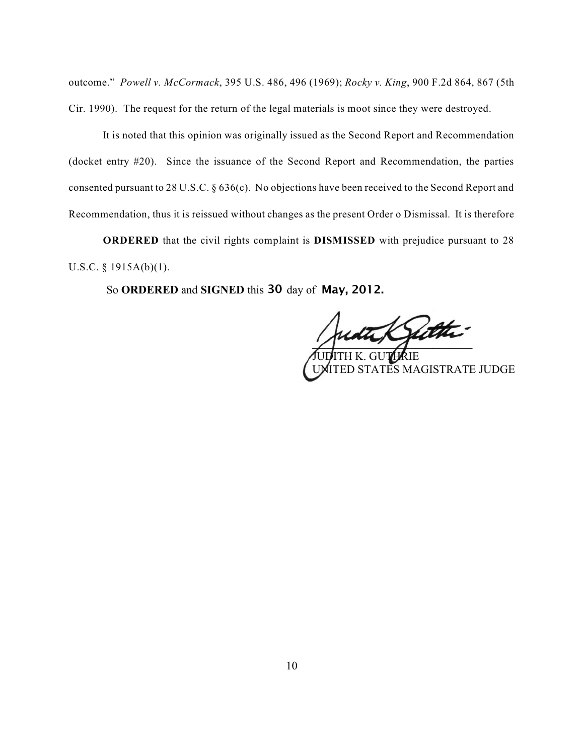outcome." *Powell v. McCormack*, 395 U.S. 486, 496 (1969); *Rocky v. King*, 900 F.2d 864, 867 (5th Cir. 1990). The request for the return of the legal materials is moot since they were destroyed.

It is noted that this opinion was originally issued as the Second Report and Recommendation (docket entry #20). Since the issuance of the Second Report and Recommendation, the parties consented pursuant to 28 U.S.C. § 636(c). No objections have been received to the Second Report and Recommendation, thus it is reissued without changes as the present Order o Dismissal. It is therefore

**ORDERED** that the civil rights complaint is **DISMISSED** with prejudice pursuant to 28 U.S.C. § 1915A(b)(1).

So **ORDERED** and **SIGNED** this **30** day of **May, 2012.**

JUDITH K. GUTHRIE
UNITED STATES MAGISTRATE JUDGE